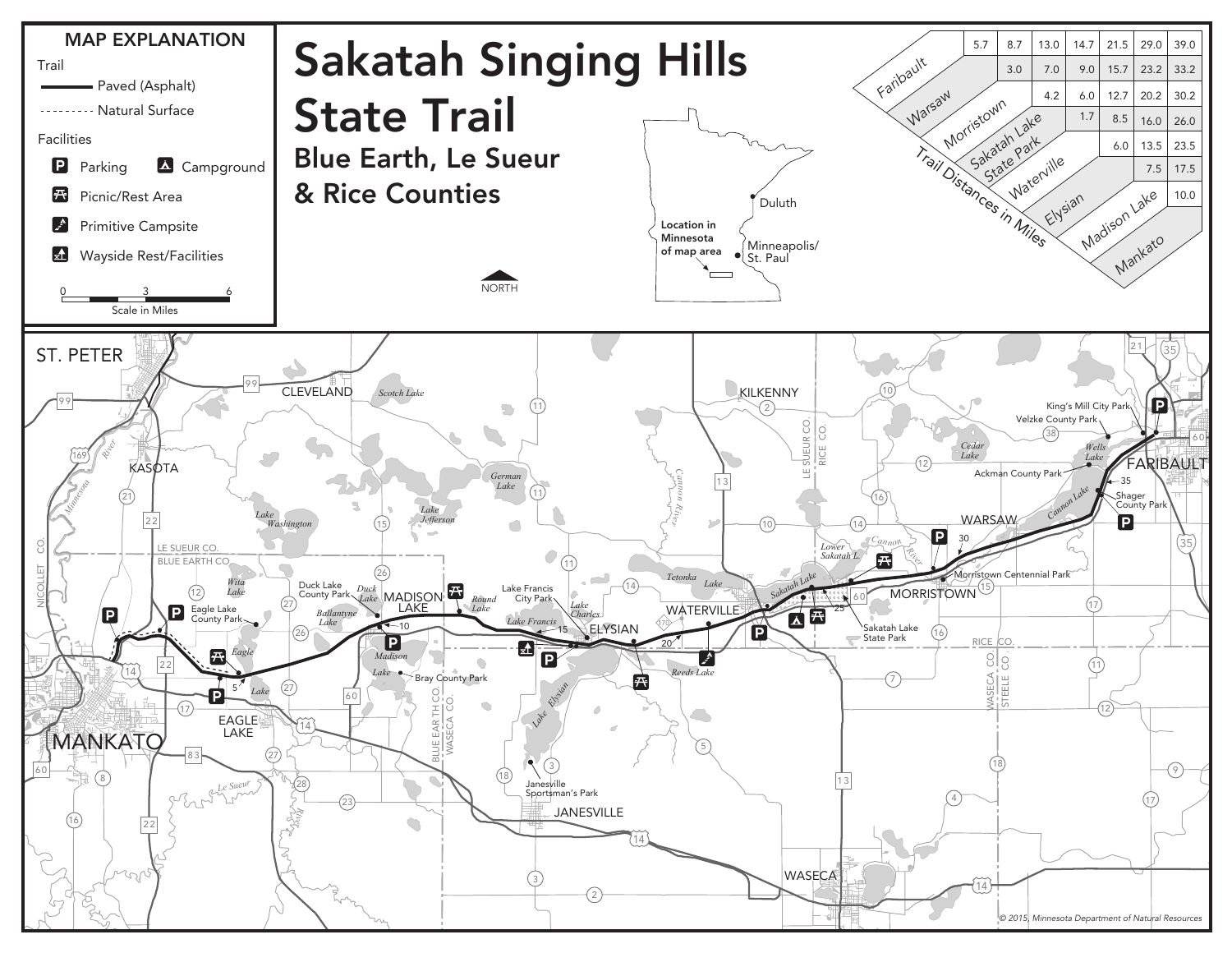# Sakatah Singing Hills State Trail

## Blue Earth, Le Sueur & Rice Counties

**MAP EXPLANATION**

Trail
- Paved (Asphalt)
- Natural Surface

Facilities
- Parking
- Campground
- Picnic/Rest Area
- Primitive Campsite
- Wayside Rest/Facilities

Scale in Miles: 0 — 3 — 6

NORTH

Location in Minnesota of map area — Duluth — Minneapolis/St. Paul

**Trail Distances in Miles**

| | Warsaw | Morristown | Sakatah Lake State Park | Waterville | Elysian | Madison Lake | Mankato |
|---|---|---|---|---|---|---|---|
| Faribault | 5.7 | 8.7 | 13.0 | 14.7 | 21.5 | 29.0 | 39.0 |
| Warsaw | | 3.0 | 7.0 | 9.0 | 15.7 | 23.2 | 33.2 |
| Morristown | | | 4.2 | 6.0 | 12.7 | 20.2 | 30.2 |
| Sakatah Lake State Park | | | | 1.7 | 8.5 | 16.0 | 26.0 |
| Waterville | | | | | 6.0 | 13.5 | 23.5 |
| Elysian | | | | | | 7.5 | 17.5 |
| Madison Lake | | | | | | | 10.0 |

ST. PETER, CLEVELAND, KILKENNY, KASOTA, MADISON LAKE, ELYSIAN, WATERVILLE, WARSAW, MORRISTOWN, FARIBAULT, MANKATO, EAGLE LAKE, JANESVILLE, WASECA

King's Mill City Park, Velzke County Park, Ackman County Park, Shager County Park, Morristown Centennial Park, Sakatah Lake State Park, Lake Francis City Park, Duck Lake County Park, Eagle Lake County Park, Bray County Park, Janesville Sportsman's Park

Scotch Lake, German Lake, Lake Jefferson, Lake Washington, Cedar Lake, Wells Lake, Cannon Lake, Lower Sakatah L., Sakatah Lake, Tetonka Lake, Lake Charles, Lake Francis, Round Lake, Duck Lake, Ballantyne Lake, Madison Lake, Wita Lake, Eagle Lake, Reeds Lake, Lake Elysian, Minnesota River, Cannon River, Le Sueur River

LE SUEUR CO. / BLUE EARTH CO., NICOLLET CO., BLUE EARTH CO. / WASECA CO., LE SUEUR CO. / RICE CO., RICE CO., WASECA CO. / STEELE CO.

© 2015, Minnesota Department of Natural Resources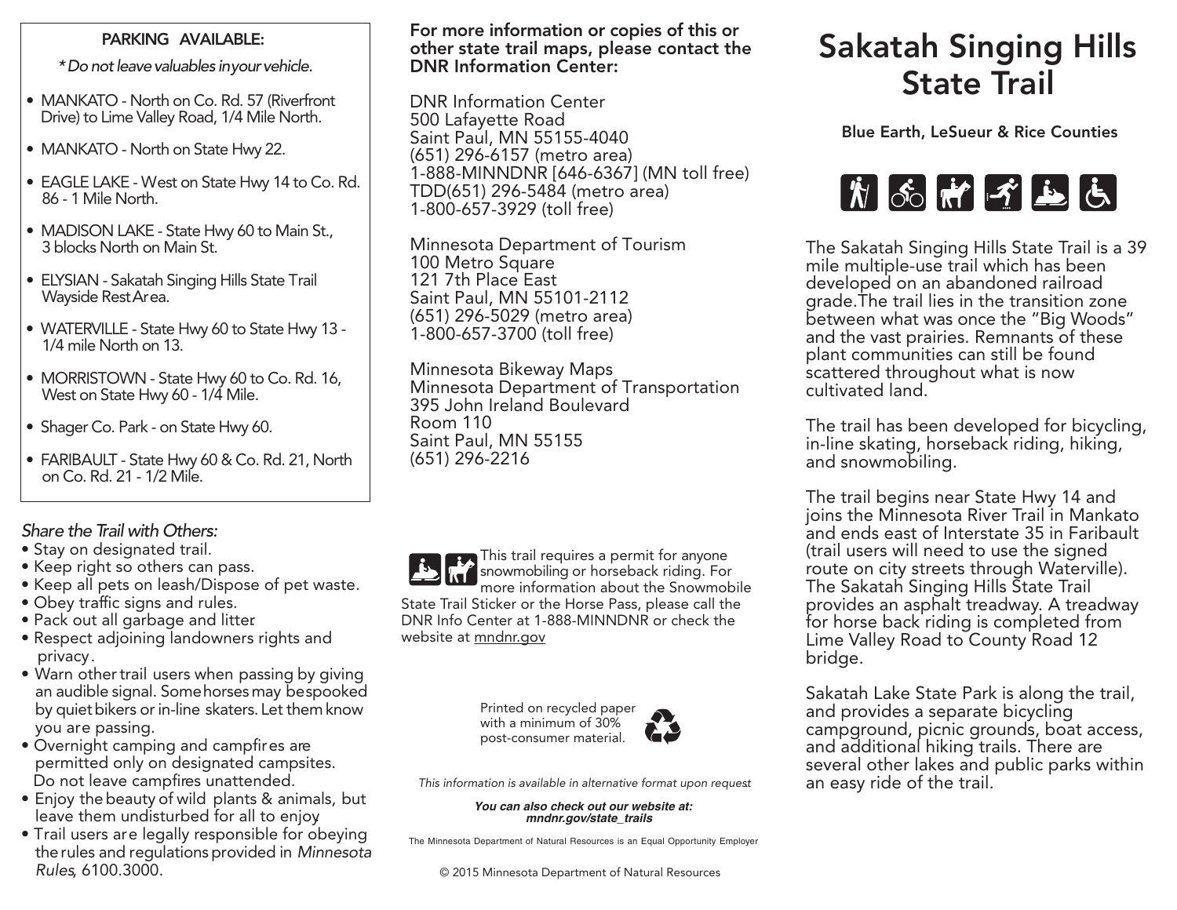PARKING AVAILABLE:

*\* Do not leave valuables in your vehicle.*

- MANKATO - North on Co. Rd. 57 (Riverfront Drive) to Lime Valley Road, 1/4 Mile North.
- MANKATO - North on State Hwy 22.
- EAGLE LAKE - West on State Hwy 14 to Co. Rd. 86 - 1 Mile North.
- MADISON LAKE - State Hwy 60 to Main St., 3 blocks North on Main St.
- ELYSIAN - Sakatah Singing Hills State Trail Wayside Rest Area.
- WATERVILLE - State Hwy 60 to State Hwy 13 - 1/4 mile North on 13.
- MORRISTOWN - State Hwy 60 to Co. Rd. 16, West on State Hwy 60 - 1/4 Mile.
- Shager Co. Park - on State Hwy 60.
- FARIBAULT - State Hwy 60 & Co. Rd. 21, North on Co. Rd. 21 - 1/2 Mile.

*Share the Trail with Others:*

- Stay on designated trail.
- Keep right so others can pass.
- Keep all pets on leash/Dispose of pet waste.
- Obey traffic signs and rules.
- Pack out all garbage and litter.
- Respect adjoining landowners rights and privacy.
- Warn other trail users when passing by giving an audible signal. Some horses may be spooked by quiet bikers or in-line skaters. Let them know you are passing.
- Overnight camping and campfires are permitted only on designated campsites. Do not leave campfires unattended.
- Enjoy the beauty of wild plants & animals, but leave them undisturbed for all to enjoy.
- Trail users are legally responsible for obeying the rules and regulations provided in *Minnesota Rules*, 6100.3000.

**For more information or copies of this or other state trail maps, please contact the DNR Information Center:**

DNR Information Center
500 Lafayette Road
Saint Paul, MN 55155-4040
(651) 296-6157 (metro area)
1-888-MINNDNR [646-6367] (MN toll free)
TDD(651) 296-5484 (metro area)
1-800-657-3929 (toll free)

Minnesota Department of Tourism
100 Metro Square
121 7th Place East
Saint Paul, MN 55101-2112
(651) 296-5029 (metro area)
1-800-657-3700 (toll free)

Minnesota Bikeway Maps
Minnesota Department of Transportation
395 John Ireland Boulevard
Room 110
Saint Paul, MN 55155
(651) 296-2216

This trail requires a permit for anyone snowmobiling or horseback riding. For more information about the Snowmobile State Trail Sticker or the Horse Pass, please call the DNR Info Center at 1-888-MINNDNR or check the website at mndnr.gov

Printed on recycled paper with a minimum of 30% post-consumer material.

*This information is available in alternative format upon request*

***You can also check out our website at: mndnr.gov/state_trails***

The Minnesota Department of Natural Resources is an Equal Opportunity Employer

© 2015 Minnesota Department of Natural Resources

# Sakatah Singing Hills State Trail

**Blue Earth, LeSueur & Rice Counties**

The Sakatah Singing Hills State Trail is a 39 mile multiple-use trail which has been developed on an abandoned railroad grade.The trail lies in the transition zone between what was once the "Big Woods" and the vast prairies. Remnants of these plant communities can still be found scattered throughout what is now cultivated land.

The trail has been developed for bicycling, in-line skating, horseback riding, hiking, and snowmobiling.

The trail begins near State Hwy 14 and joins the Minnesota River Trail in Mankato and ends east of Interstate 35 in Faribault (trail users will need to use the signed route on city streets through Waterville). The Sakatah Singing Hills State Trail provides an asphalt treadway. A treadway for horse back riding is completed from Lime Valley Road to County Road 12 bridge.

Sakatah Lake State Park is along the trail, and provides a separate bicycling campground, picnic grounds, boat access, and additional hiking trails. There are several other lakes and public parks within an easy ride of the trail.